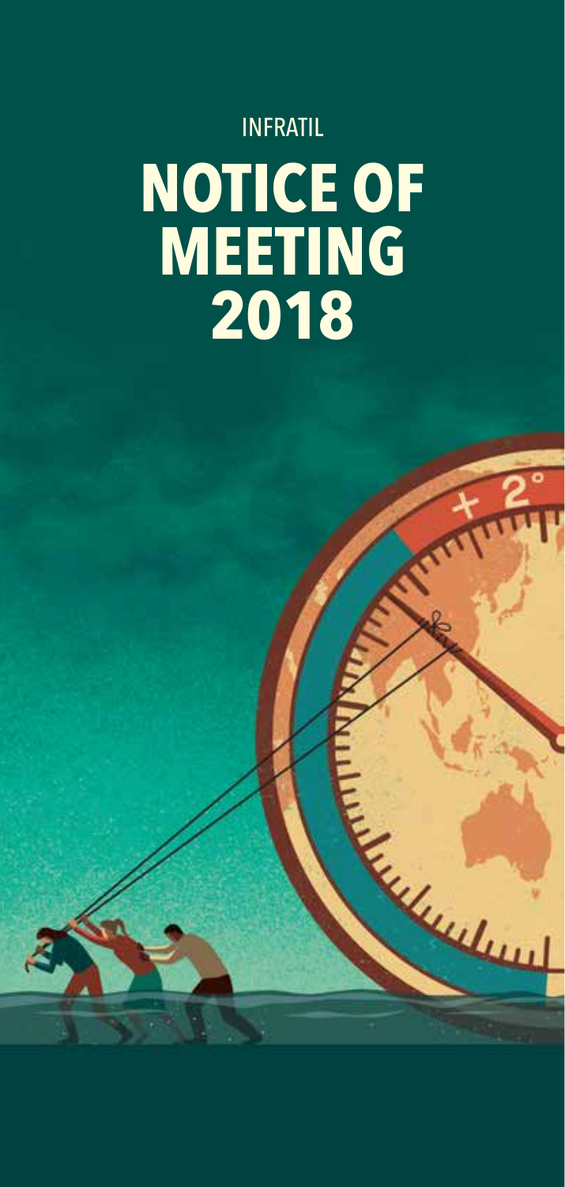INFRATIL

# NOTICE OF MEETING 2018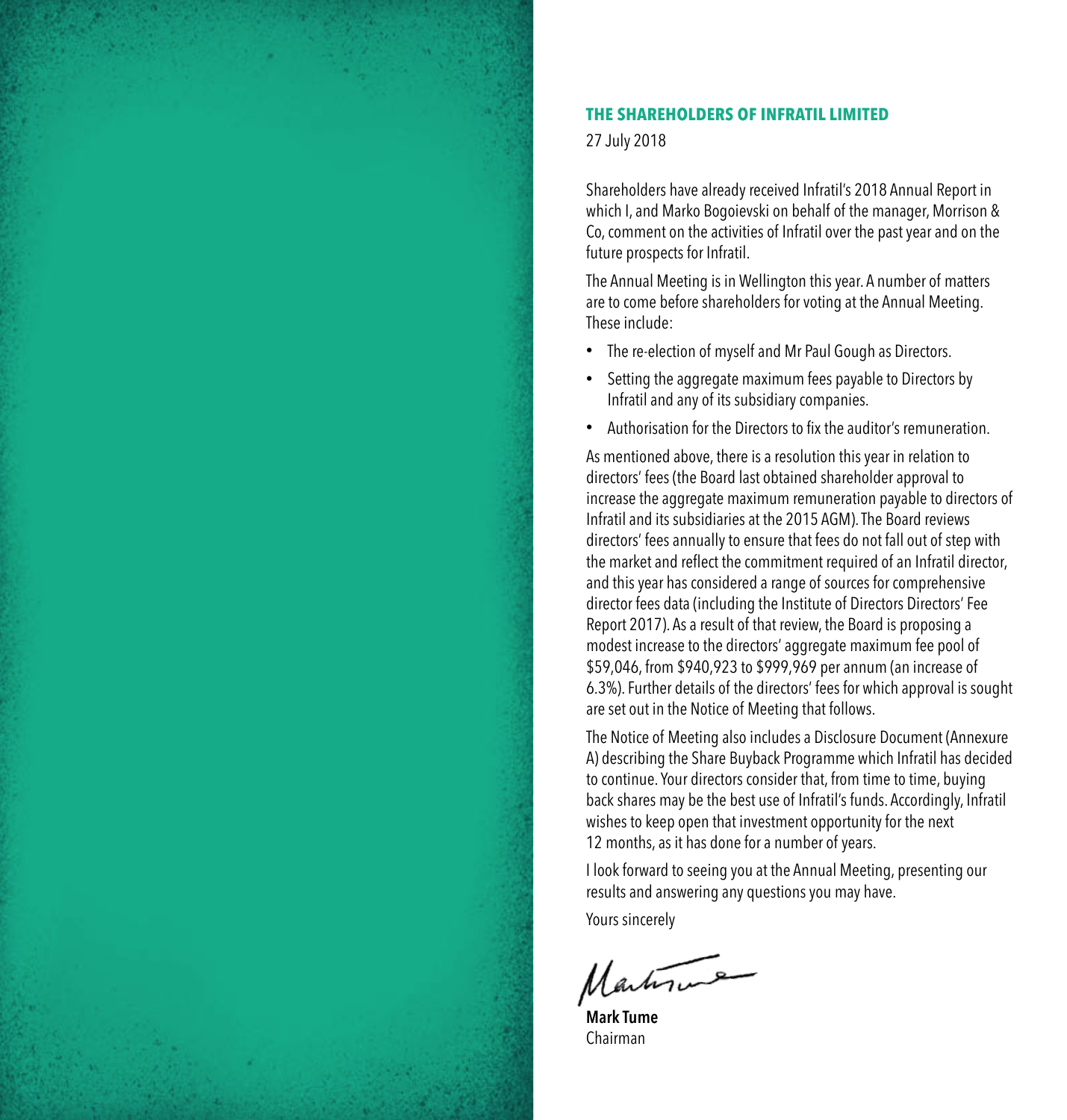## THE SHAREHOLDERS OF INFRATIL LIMITED

27 July 2018

Shareholders have already received Infratil's 2018 Annual Report in which I, and Marko Bogoievski on behalf of the manager, Morrison & Co, comment on the activities of Infratil over the past year and on the future prospects for Infratil.

The Annual Meeting is in Wellington this year. A number of matters are to come before shareholders for voting at the Annual Meeting. These include:

- The re-election of myself and Mr Paul Gough as Directors.
- Setting the aggregate maximum fees payable to Directors by Infratil and any of its subsidiary companies.
- Authorisation for the Directors to fix the auditor's remuneration.

As mentioned above, there is a resolution this year in relation to directors' fees (the Board last obtained shareholder approval to increase the aggregate maximum remuneration payable to directors of Infratil and its subsidiaries at the 2015 AGM). The Board reviews directors' fees annually to ensure that fees do not fall out of step with the market and reflect the commitment required of an Infratil director, and this year has considered a range of sources for comprehensive director fees data (including the Institute of Directors Directors' Fee Report 2017). As a result of that review, the Board is proposing a modest increase to the directors' aggregate maximum fee pool of $59,046, from $940,923 to $999,969 per annum (an increase of 6.3%). Further details of the directors' fees for which approval is sought are set out in the Notice of Meeting that follows.

The Notice of Meeting also includes a Disclosure Document (Annexure A) describing the Share Buyback Programme which Infratil has decided to continue. Your directors consider that, from time to time, buying back shares may be the best use of Infratil's funds. Accordingly, Infratil wishes to keep open that investment opportunity for the next 12 months, as it has done for a number of years.

I look forward to seeing you at the Annual Meeting, presenting our results and answering any questions you may have.

Yours sincerely

**Mark Tume**
Chairman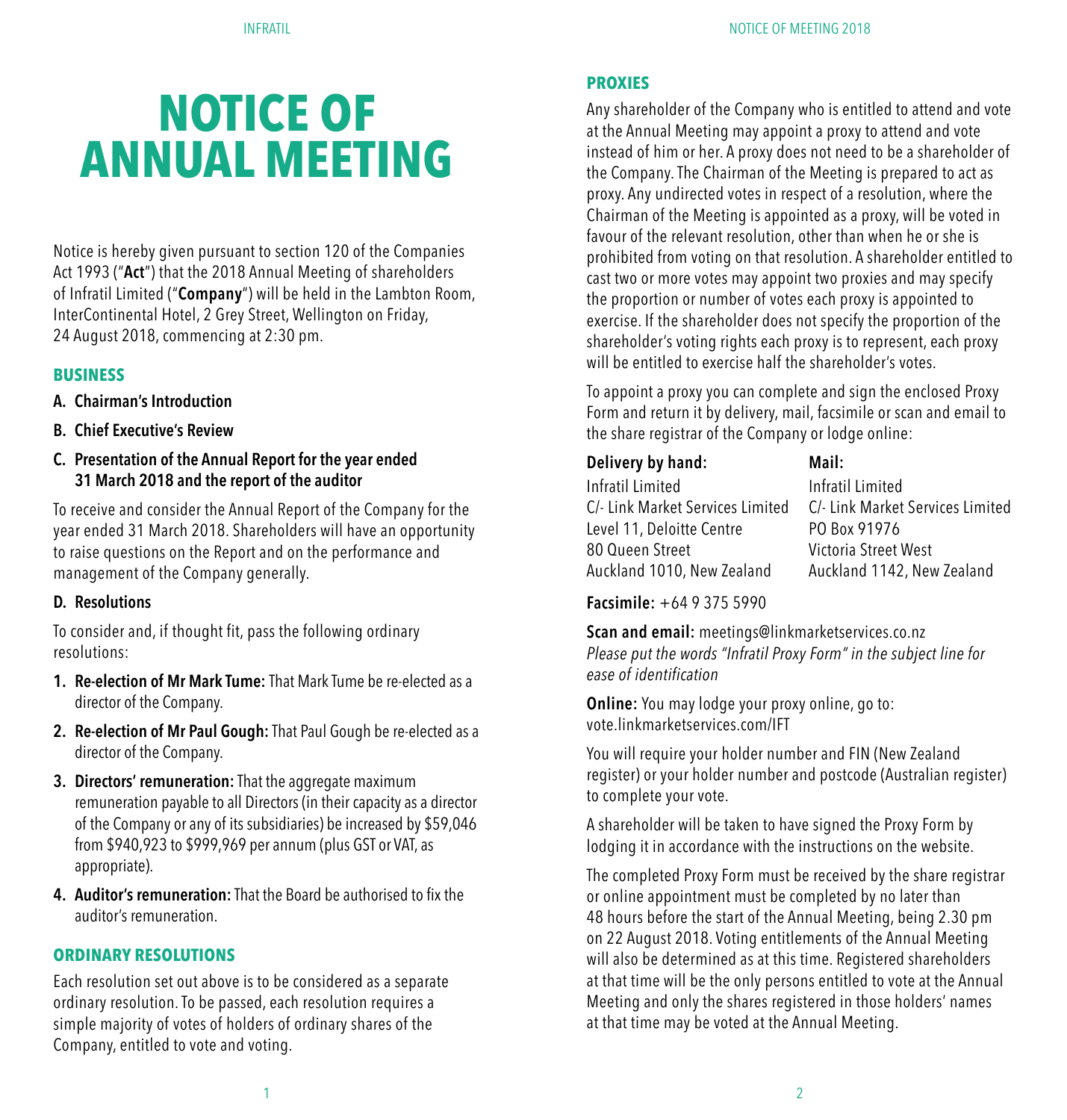# NOTICE OF ANNUAL MEETING

Notice is hereby given pursuant to section 120 of the Companies Act 1993 ("**Act**") that the 2018 Annual Meeting of shareholders of Infratil Limited ("**Company**") will be held in the Lambton Room, InterContinental Hotel, 2 Grey Street, Wellington on Friday, 24 August 2018, commencing at 2:30 pm.

## BUSINESS

**A. Chairman's Introduction**

**B. Chief Executive's Review**

**C. Presentation of the Annual Report for the year ended 31 March 2018 and the report of the auditor**

To receive and consider the Annual Report of the Company for the year ended 31 March 2018. Shareholders will have an opportunity to raise questions on the Report and on the performance and management of the Company generally.

**D. Resolutions**

To consider and, if thought fit, pass the following ordinary resolutions:

1. **Re-election of Mr Mark Tume:** That Mark Tume be re-elected as a director of the Company.
2. **Re-election of Mr Paul Gough:** That Paul Gough be re-elected as a director of the Company.
3. **Directors' remuneration:** That the aggregate maximum remuneration payable to all Directors (in their capacity as a director of the Company or any of its subsidiaries) be increased by $59,046 from $940,923 to $999,969 per annum (plus GST or VAT, as appropriate).
4. **Auditor's remuneration:** That the Board be authorised to fix the auditor's remuneration.

## ORDINARY RESOLUTIONS

Each resolution set out above is to be considered as a separate ordinary resolution. To be passed, each resolution requires a simple majority of votes of holders of ordinary shares of the Company, entitled to vote and voting.

## PROXIES

Any shareholder of the Company who is entitled to attend and vote at the Annual Meeting may appoint a proxy to attend and vote instead of him or her. A proxy does not need to be a shareholder of the Company. The Chairman of the Meeting is prepared to act as proxy. Any undirected votes in respect of a resolution, where the Chairman of the Meeting is appointed as a proxy, will be voted in favour of the relevant resolution, other than when he or she is prohibited from voting on that resolution. A shareholder entitled to cast two or more votes may appoint two proxies and may specify the proportion or number of votes each proxy is appointed to exercise. If the shareholder does not specify the proportion of the shareholder's voting rights each proxy is to represent, each proxy will be entitled to exercise half the shareholder's votes.

To appoint a proxy you can complete and sign the enclosed Proxy Form and return it by delivery, mail, facsimile or scan and email to the share registrar of the Company or lodge online:

**Delivery by hand:**
Infratil Limited
C/- Link Market Services Limited
Level 11, Deloitte Centre
80 Queen Street
Auckland 1010, New Zealand

**Mail:**
Infratil Limited
C/- Link Market Services Limited
PO Box 91976
Victoria Street West
Auckland 1142, New Zealand

**Facsimile:** +64 9 375 5990

**Scan and email:** meetings@linkmarketservices.co.nz
*Please put the words "Infratil Proxy Form" in the subject line for ease of identification*

**Online:** You may lodge your proxy online, go to: vote.linkmarketservices.com/IFT

You will require your holder number and FIN (New Zealand register) or your holder number and postcode (Australian register) to complete your vote.

A shareholder will be taken to have signed the Proxy Form by lodging it in accordance with the instructions on the website.

The completed Proxy Form must be received by the share registrar or online appointment must be completed by no later than 48 hours before the start of the Annual Meeting, being 2.30 pm on 22 August 2018. Voting entitlements of the Annual Meeting will also be determined as at this time. Registered shareholders at that time will be the only persons entitled to vote at the Annual Meeting and only the shares registered in those holders' names at that time may be voted at the Annual Meeting.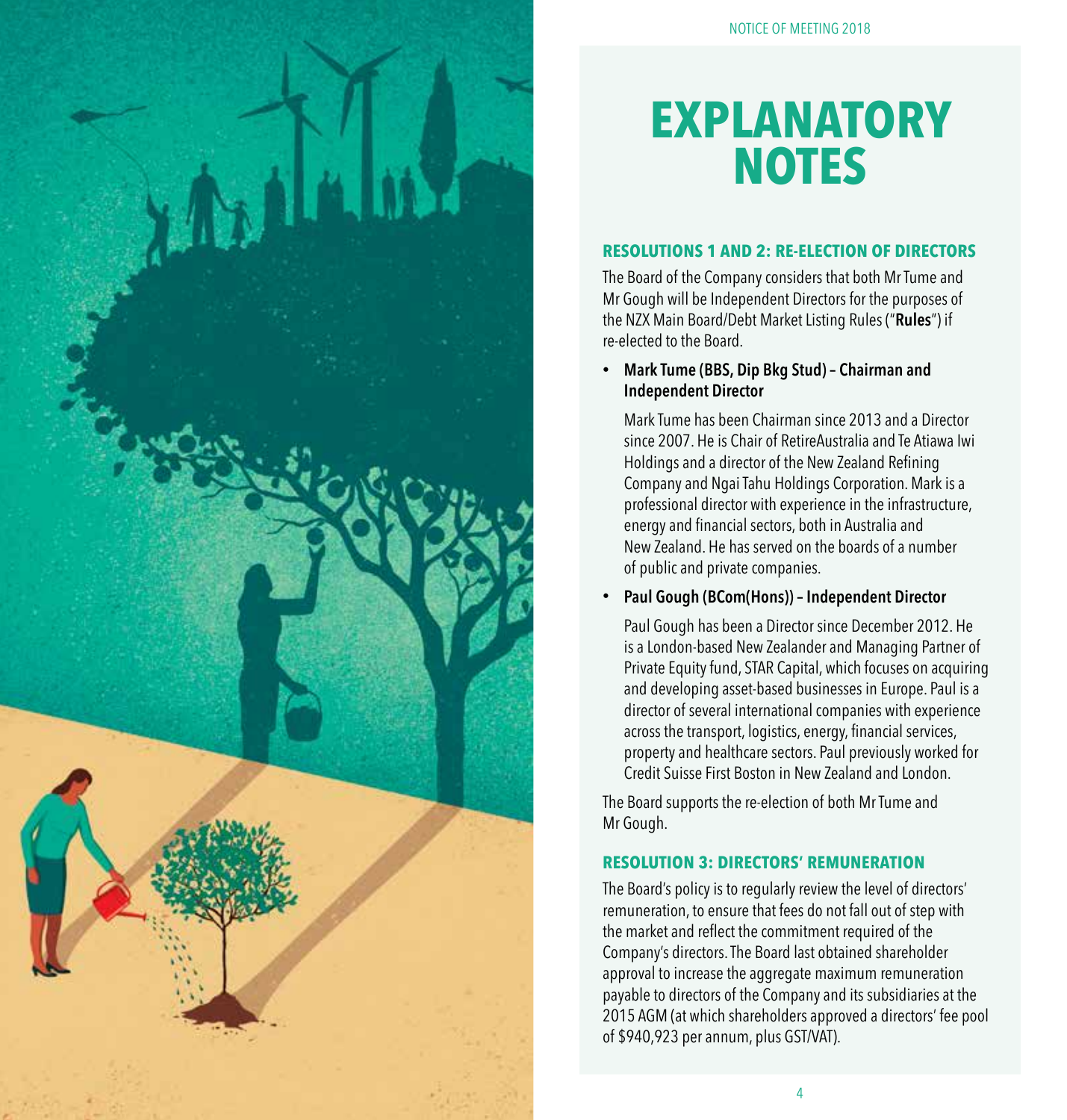# EXPLANATORY NOTES

### RESOLUTIONS 1 AND 2: RE-ELECTION OF DIRECTORS

The Board of the Company considers that both Mr Tume and Mr Gough will be Independent Directors for the purposes of the NZX Main Board/Debt Market Listing Rules ("**Rules**") if re-elected to the Board.

- **Mark Tume (BBS, Dip Bkg Stud) – Chairman and Independent Director**

  Mark Tume has been Chairman since 2013 and a Director since 2007. He is Chair of RetireAustralia and Te Atiawa Iwi Holdings and a director of the New Zealand Refining Company and Ngai Tahu Holdings Corporation. Mark is a professional director with experience in the infrastructure, energy and financial sectors, both in Australia and New Zealand. He has served on the boards of a number of public and private companies.

- **Paul Gough (BCom(Hons)) – Independent Director**

  Paul Gough has been a Director since December 2012. He is a London-based New Zealander and Managing Partner of Private Equity fund, STAR Capital, which focuses on acquiring and developing asset-based businesses in Europe. Paul is a director of several international companies with experience across the transport, logistics, energy, financial services, property and healthcare sectors. Paul previously worked for Credit Suisse First Boston in New Zealand and London.

The Board supports the re-election of both Mr Tume and Mr Gough.

### RESOLUTION 3: DIRECTORS' REMUNERATION

The Board's policy is to regularly review the level of directors' remuneration, to ensure that fees do not fall out of step with the market and reflect the commitment required of the Company's directors. The Board last obtained shareholder approval to increase the aggregate maximum remuneration payable to directors of the Company and its subsidiaries at the 2015 AGM (at which shareholders approved a directors' fee pool of $940,923 per annum, plus GST/VAT).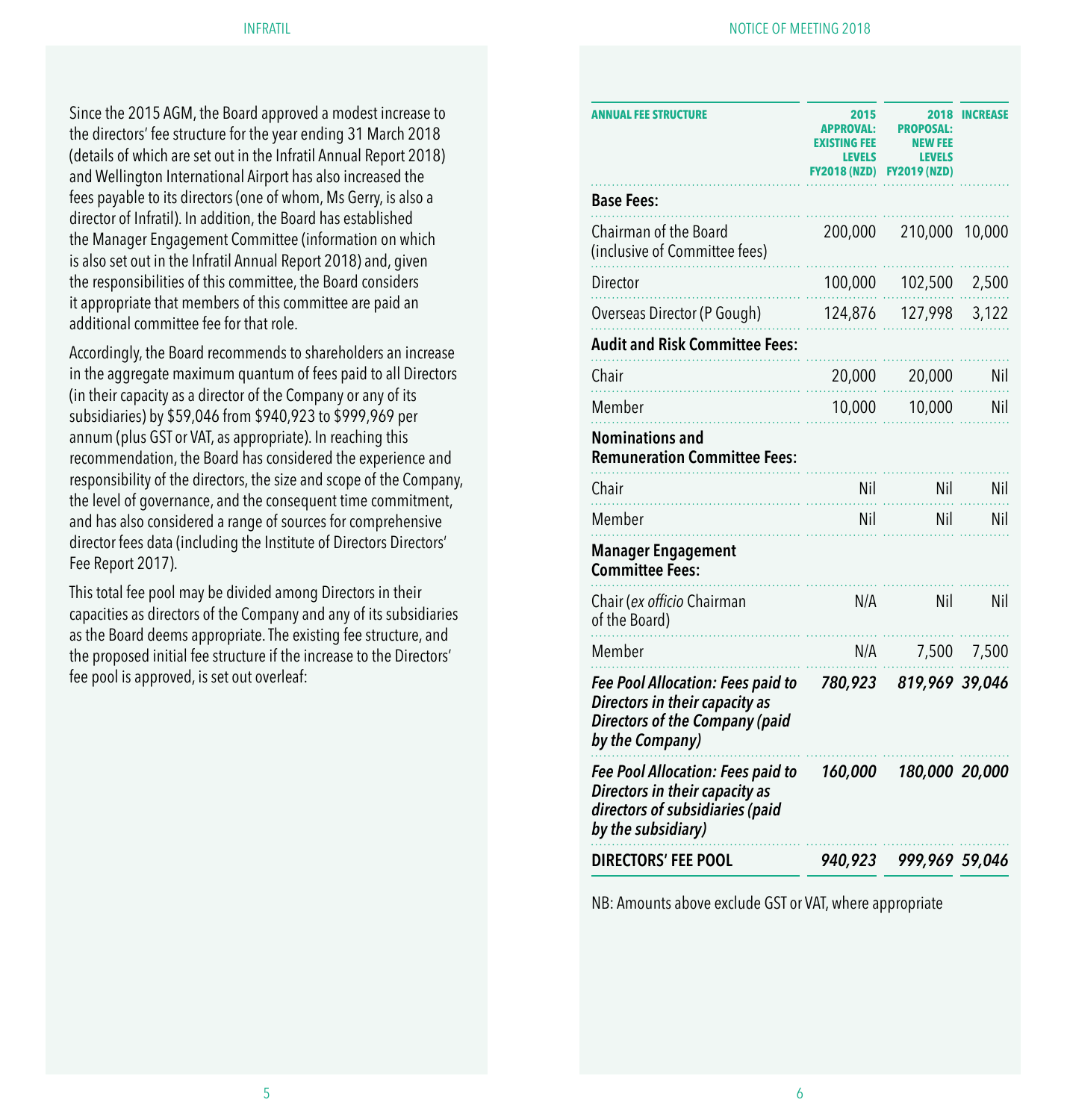Since the 2015 AGM, the Board approved a modest increase to the directors' fee structure for the year ending 31 March 2018 (details of which are set out in the Infratil Annual Report 2018) and Wellington International Airport has also increased the fees payable to its directors (one of whom, Ms Gerry, is also a director of Infratil). In addition, the Board has established the Manager Engagement Committee (information on which is also set out in the Infratil Annual Report 2018) and, given the responsibilities of this committee, the Board considers it appropriate that members of this committee are paid an additional committee fee for that role.

Accordingly, the Board recommends to shareholders an increase in the aggregate maximum quantum of fees paid to all Directors (in their capacity as a director of the Company or any of its subsidiaries) by $59,046 from $940,923 to $999,969 per annum (plus GST or VAT, as appropriate). In reaching this recommendation, the Board has considered the experience and responsibility of the directors, the size and scope of the Company, the level of governance, and the consequent time commitment, and has also considered a range of sources for comprehensive director fees data (including the Institute of Directors Directors' Fee Report 2017).

This total fee pool may be divided among Directors in their capacities as directors of the Company and any of its subsidiaries as the Board deems appropriate. The existing fee structure, and the proposed initial fee structure if the increase to the Directors' fee pool is approved, is set out overleaf:

| ANNUAL FEE STRUCTURE | 2015 APPROVAL: EXISTING FEE LEVELS FY2018 (NZD) | 2018 PROPOSAL: NEW FEE LEVELS FY2019 (NZD) | INCREASE |
|---|---|---|---|
| **Base Fees:** | | | |
| Chairman of the Board (inclusive of Committee fees) | 200,000 | 210,000 | 10,000 |
| Director | 100,000 | 102,500 | 2,500 |
| Overseas Director (P Gough) | 124,876 | 127,998 | 3,122 |
| **Audit and Risk Committee Fees:** | | | |
| Chair | 20,000 | 20,000 | Nil |
| Member | 10,000 | 10,000 | Nil |
| **Nominations and Remuneration Committee Fees:** | | | |
| Chair | Nil | Nil | Nil |
| Member | Nil | Nil | Nil |
| **Manager Engagement Committee Fees:** | | | |
| Chair (*ex officio* Chairman of the Board) | N/A | Nil | Nil |
| Member | N/A | 7,500 | 7,500 |
| ***Fee Pool Allocation: Fees paid to Directors in their capacity as Directors of the Company (paid by the Company)*** | ***780,923*** | ***819,969*** | ***39,046*** |
| ***Fee Pool Allocation: Fees paid to Directors in their capacity as directors of subsidiaries (paid by the subsidiary)*** | ***160,000*** | ***180,000*** | ***20,000*** |
| **DIRECTORS' FEE POOL** | ***940,923*** | ***999,969*** | ***59,046*** |

NB: Amounts above exclude GST or VAT, where appropriate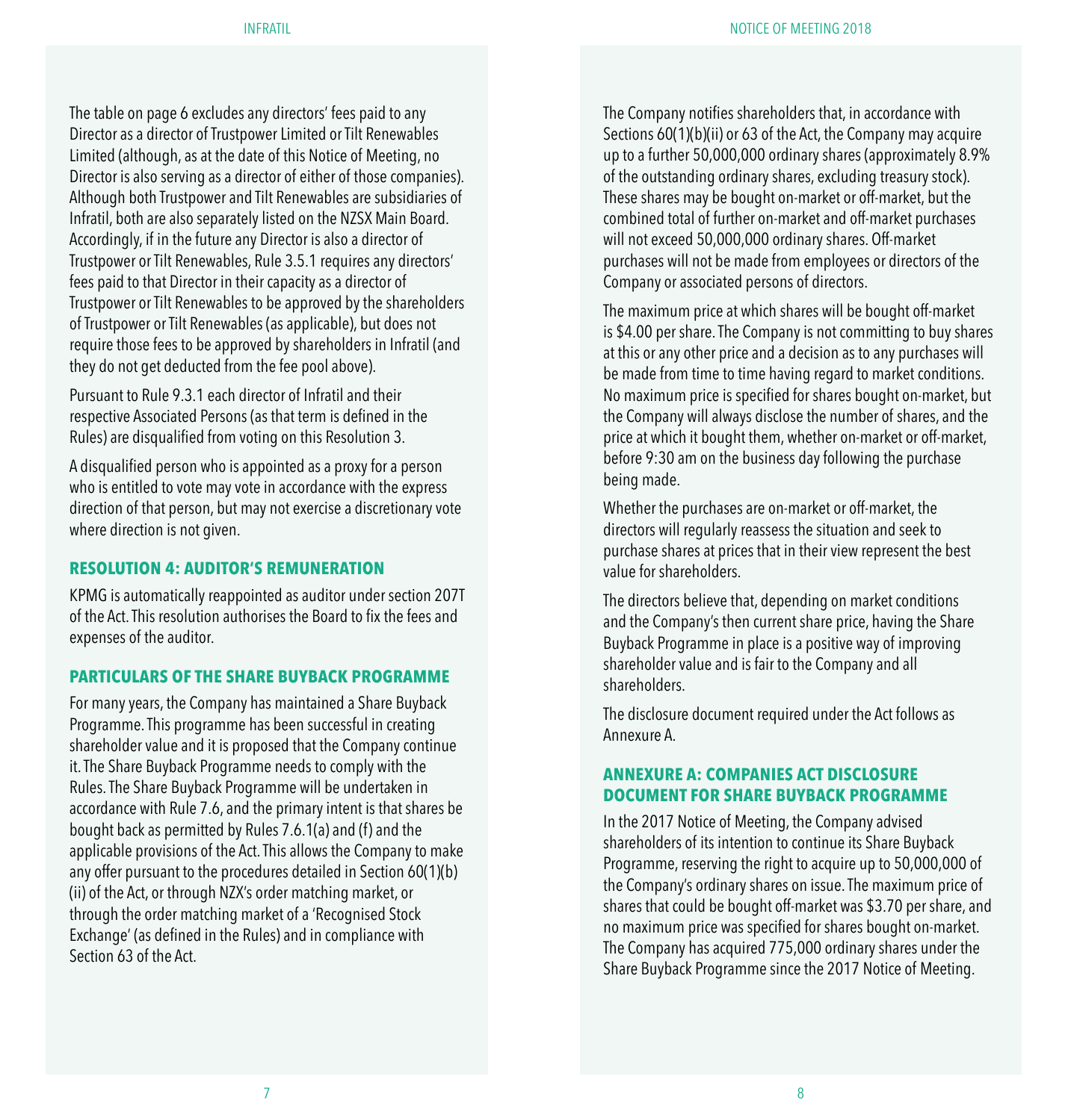The table on page 6 excludes any directors' fees paid to any Director as a director of Trustpower Limited or Tilt Renewables Limited (although, as at the date of this Notice of Meeting, no Director is also serving as a director of either of those companies). Although both Trustpower and Tilt Renewables are subsidiaries of Infratil, both are also separately listed on the NZSX Main Board. Accordingly, if in the future any Director is also a director of Trustpower or Tilt Renewables, Rule 3.5.1 requires any directors' fees paid to that Director in their capacity as a director of Trustpower or Tilt Renewables to be approved by the shareholders of Trustpower or Tilt Renewables (as applicable), but does not require those fees to be approved by shareholders in Infratil (and they do not get deducted from the fee pool above).

Pursuant to Rule 9.3.1 each director of Infratil and their respective Associated Persons (as that term is defined in the Rules) are disqualified from voting on this Resolution 3.

A disqualified person who is appointed as a proxy for a person who is entitled to vote may vote in accordance with the express direction of that person, but may not exercise a discretionary vote where direction is not given.

## RESOLUTION 4: AUDITOR'S REMUNERATION

KPMG is automatically reappointed as auditor under section 207T of the Act. This resolution authorises the Board to fix the fees and expenses of the auditor.

## PARTICULARS OF THE SHARE BUYBACK PROGRAMME

For many years, the Company has maintained a Share Buyback Programme. This programme has been successful in creating shareholder value and it is proposed that the Company continue it. The Share Buyback Programme needs to comply with the Rules. The Share Buyback Programme will be undertaken in accordance with Rule 7.6, and the primary intent is that shares be bought back as permitted by Rules 7.6.1(a) and (f) and the applicable provisions of the Act. This allows the Company to make any offer pursuant to the procedures detailed in Section 60(1)(b)(ii) of the Act, or through NZX's order matching market, or through the order matching market of a 'Recognised Stock Exchange' (as defined in the Rules) and in compliance with Section 63 of the Act.

The Company notifies shareholders that, in accordance with Sections 60(1)(b)(ii) or 63 of the Act, the Company may acquire up to a further 50,000,000 ordinary shares (approximately 8.9% of the outstanding ordinary shares, excluding treasury stock). These shares may be bought on-market or off-market, but the combined total of further on-market and off-market purchases will not exceed 50,000,000 ordinary shares. Off-market purchases will not be made from employees or directors of the Company or associated persons of directors.

The maximum price at which shares will be bought off-market is $4.00 per share. The Company is not committing to buy shares at this or any other price and a decision as to any purchases will be made from time to time having regard to market conditions. No maximum price is specified for shares bought on-market, but the Company will always disclose the number of shares, and the price at which it bought them, whether on-market or off-market, before 9:30 am on the business day following the purchase being made.

Whether the purchases are on-market or off-market, the directors will regularly reassess the situation and seek to purchase shares at prices that in their view represent the best value for shareholders.

The directors believe that, depending on market conditions and the Company's then current share price, having the Share Buyback Programme in place is a positive way of improving shareholder value and is fair to the Company and all shareholders.

The disclosure document required under the Act follows as Annexure A.

## ANNEXURE A: COMPANIES ACT DISCLOSURE DOCUMENT FOR SHARE BUYBACK PROGRAMME

In the 2017 Notice of Meeting, the Company advised shareholders of its intention to continue its Share Buyback Programme, reserving the right to acquire up to 50,000,000 of the Company's ordinary shares on issue. The maximum price of shares that could be bought off-market was $3.70 per share, and no maximum price was specified for shares bought on-market. The Company has acquired 775,000 ordinary shares under the Share Buyback Programme since the 2017 Notice of Meeting.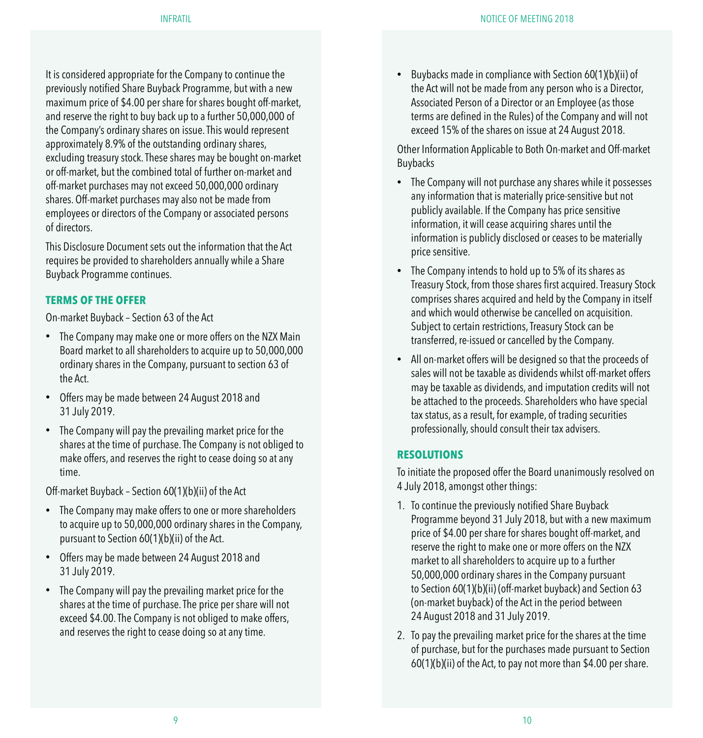It is considered appropriate for the Company to continue the previously notified Share Buyback Programme, but with a new maximum price of $4.00 per share for shares bought off-market, and reserve the right to buy back up to a further 50,000,000 of the Company's ordinary shares on issue. This would represent approximately 8.9% of the outstanding ordinary shares, excluding treasury stock. These shares may be bought on-market or off-market, but the combined total of further on-market and off-market purchases may not exceed 50,000,000 ordinary shares. Off-market purchases may also not be made from employees or directors of the Company or associated persons of directors.

This Disclosure Document sets out the information that the Act requires be provided to shareholders annually while a Share Buyback Programme continues.

### TERMS OF THE OFFER

On-market Buyback – Section 63 of the Act

- The Company may make one or more offers on the NZX Main Board market to all shareholders to acquire up to 50,000,000 ordinary shares in the Company, pursuant to section 63 of the Act.
- Offers may be made between 24 August 2018 and 31 July 2019.
- The Company will pay the prevailing market price for the shares at the time of purchase. The Company is not obliged to make offers, and reserves the right to cease doing so at any time.

Off-market Buyback – Section 60(1)(b)(ii) of the Act

- The Company may make offers to one or more shareholders to acquire up to 50,000,000 ordinary shares in the Company, pursuant to Section 60(1)(b)(ii) of the Act.
- Offers may be made between 24 August 2018 and 31 July 2019.
- The Company will pay the prevailing market price for the shares at the time of purchase. The price per share will not exceed $4.00. The Company is not obliged to make offers, and reserves the right to cease doing so at any time.
- Buybacks made in compliance with Section 60(1)(b)(ii) of the Act will not be made from any person who is a Director, Associated Person of a Director or an Employee (as those terms are defined in the Rules) of the Company and will not exceed 15% of the shares on issue at 24 August 2018.

Other Information Applicable to Both On-market and Off-market Buybacks

- The Company will not purchase any shares while it possesses any information that is materially price-sensitive but not publicly available. If the Company has price sensitive information, it will cease acquiring shares until the information is publicly disclosed or ceases to be materially price sensitive.
- The Company intends to hold up to 5% of its shares as Treasury Stock, from those shares first acquired. Treasury Stock comprises shares acquired and held by the Company in itself and which would otherwise be cancelled on acquisition. Subject to certain restrictions, Treasury Stock can be transferred, re-issued or cancelled by the Company.
- All on-market offers will be designed so that the proceeds of sales will not be taxable as dividends whilst off-market offers may be taxable as dividends, and imputation credits will not be attached to the proceeds. Shareholders who have special tax status, as a result, for example, of trading securities professionally, should consult their tax advisers.

### RESOLUTIONS

To initiate the proposed offer the Board unanimously resolved on 4 July 2018, amongst other things:

1. To continue the previously notified Share Buyback Programme beyond 31 July 2018, but with a new maximum price of $4.00 per share for shares bought off-market, and reserve the right to make one or more offers on the NZX market to all shareholders to acquire up to a further 50,000,000 ordinary shares in the Company pursuant to Section 60(1)(b)(ii) (off-market buyback) and Section 63 (on-market buyback) of the Act in the period between 24 August 2018 and 31 July 2019.
2. To pay the prevailing market price for the shares at the time of purchase, but for the purchases made pursuant to Section 60(1)(b)(ii) of the Act, to pay not more than $4.00 per share.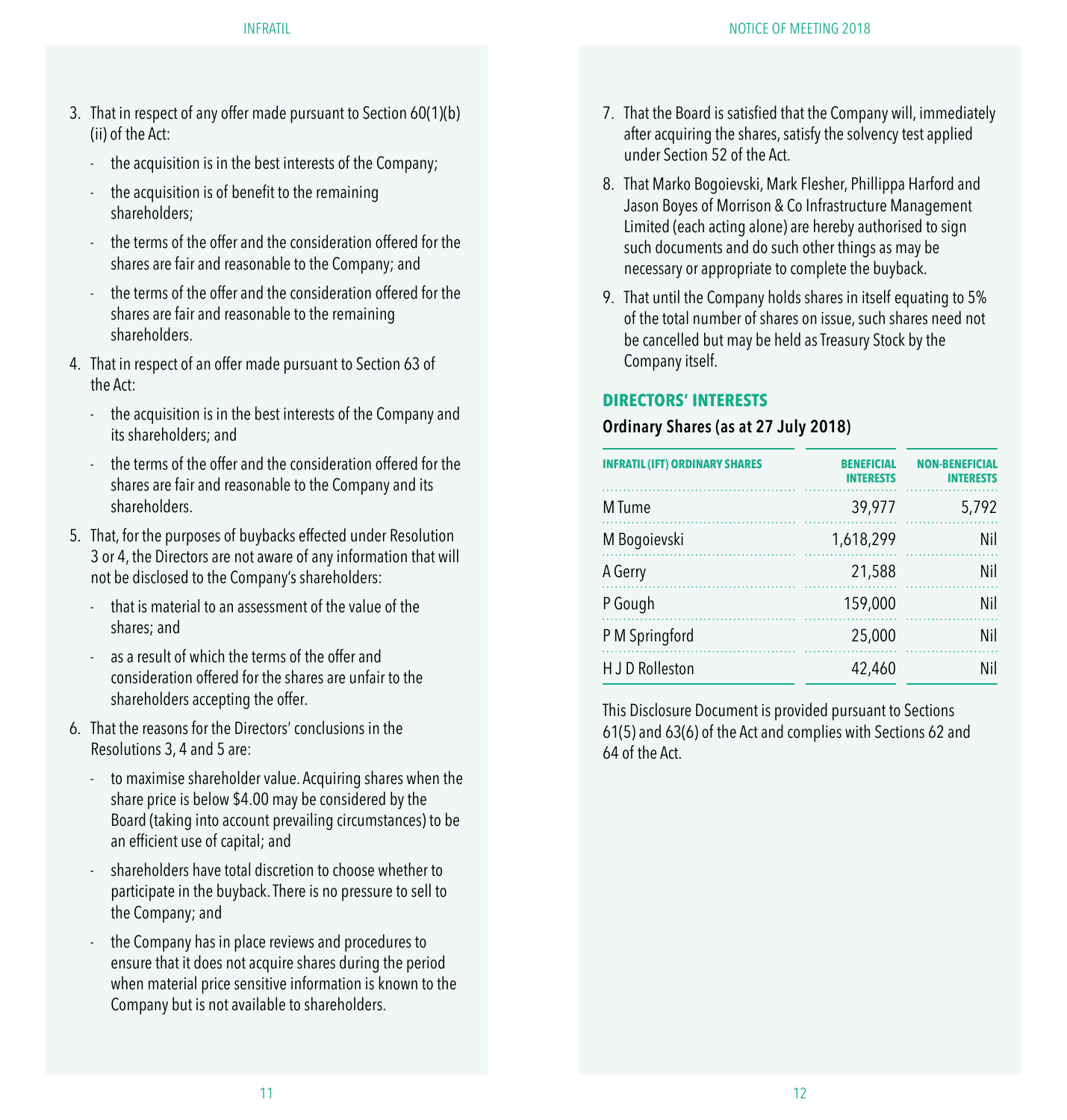3. That in respect of any offer made pursuant to Section 60(1)(b)(ii) of the Act:
   - the acquisition is in the best interests of the Company;
   - the acquisition is of benefit to the remaining shareholders;
   - the terms of the offer and the consideration offered for the shares are fair and reasonable to the Company; and
   - the terms of the offer and the consideration offered for the shares are fair and reasonable to the remaining shareholders.
4. That in respect of an offer made pursuant to Section 63 of the Act:
   - the acquisition is in the best interests of the Company and its shareholders; and
   - the terms of the offer and the consideration offered for the shares are fair and reasonable to the Company and its shareholders.
5. That, for the purposes of buybacks effected under Resolution 3 or 4, the Directors are not aware of any information that will not be disclosed to the Company's shareholders:
   - that is material to an assessment of the value of the shares; and
   - as a result of which the terms of the offer and consideration offered for the shares are unfair to the shareholders accepting the offer.
6. That the reasons for the Directors' conclusions in the Resolutions 3, 4 and 5 are:
   - to maximise shareholder value. Acquiring shares when the share price is below $4.00 may be considered by the Board (taking into account prevailing circumstances) to be an efficient use of capital; and
   - shareholders have total discretion to choose whether to participate in the buyback. There is no pressure to sell to the Company; and
   - the Company has in place reviews and procedures to ensure that it does not acquire shares during the period when material price sensitive information is known to the Company but is not available to shareholders.
7. That the Board is satisfied that the Company will, immediately after acquiring the shares, satisfy the solvency test applied under Section 52 of the Act.
8. That Marko Bogoievski, Mark Flesher, Phillippa Harford and Jason Boyes of Morrison & Co Infrastructure Management Limited (each acting alone) are hereby authorised to sign such documents and do such other things as may be necessary or appropriate to complete the buyback.
9. That until the Company holds shares in itself equating to 5% of the total number of shares on issue, such shares need not be cancelled but may be held as Treasury Stock by the Company itself.

## DIRECTORS' INTERESTS

### Ordinary Shares (as at 27 July 2018)

| INFRATIL (IFT) ORDINARY SHARES | BENEFICIAL INTERESTS | NON-BENEFICIAL INTERESTS |
|---|---|---|
| M Tume | 39,977 | 5,792 |
| M Bogoievski | 1,618,299 | Nil |
| A Gerry | 21,588 | Nil |
| P Gough | 159,000 | Nil |
| P M Springford | 25,000 | Nil |
| H J D Rolleston | 42,460 | Nil |

This Disclosure Document is provided pursuant to Sections 61(5) and 63(6) of the Act and complies with Sections 62 and 64 of the Act.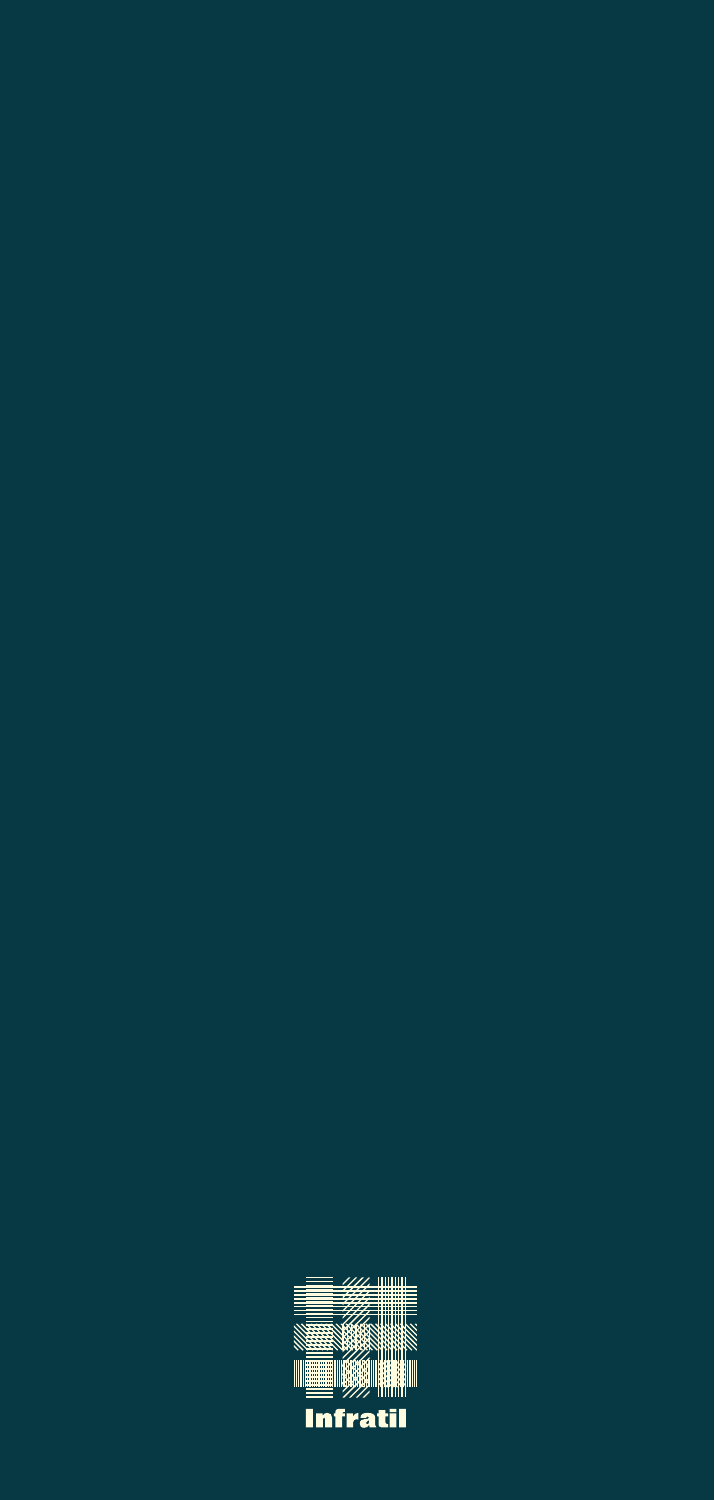Infratil